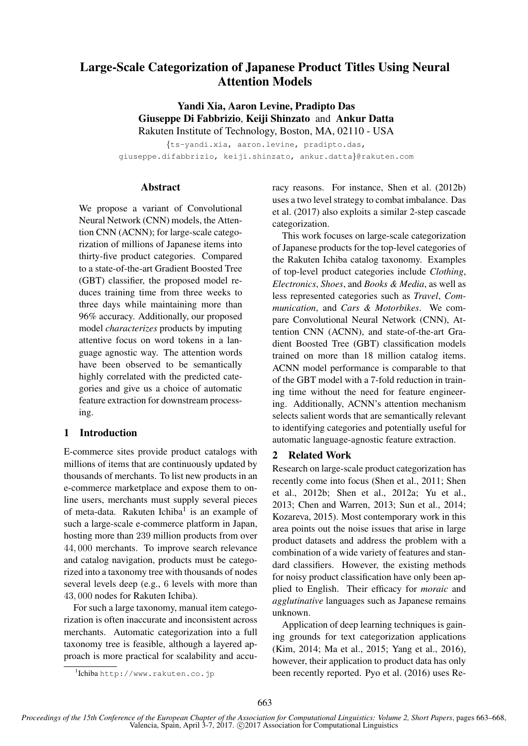# Large-Scale Categorization of Japanese Product Titles Using Neural Attention Models

**Yandi Xia, Aaron Levine, Pradipto Das**
**Giuseppe Di Fabbrizio, Keiji Shinzato** and **Ankur Datta**
Rakuten Institute of Technology, Boston, MA, 02110 - USA

{ts-yandi.xia, aaron.levine, pradipto.das, giuseppe.difabbrizio, keiji.shinzato, ankur.datta}@rakuten.com

## Abstract

We propose a variant of Convolutional Neural Network (CNN) models, the Attention CNN (ACNN); for large-scale categorization of millions of Japanese items into thirty-five product categories. Compared to a state-of-the-art Gradient Boosted Tree (GBT) classifier, the proposed model reduces training time from three weeks to three days while maintaining more than 96% accuracy. Additionally, our proposed model *characterizes* products by imputing attentive focus on word tokens in a language agnostic way. The attention words have been observed to be semantically highly correlated with the predicted categories and give us a choice of automatic feature extraction for downstream processing.

## 1 Introduction

E-commerce sites provide product catalogs with millions of items that are continuously updated by thousands of merchants. To list new products in an e-commerce marketplace and expose them to online users, merchants must supply several pieces of meta-data. Rakuten Ichiba[1] is an example of such a large-scale e-commerce platform in Japan, hosting more than 239 million products from over 44,000 merchants. To improve search relevance and catalog navigation, products must be categorized into a taxonomy tree with thousands of nodes several levels deep (e.g., 6 levels with more than 43,000 nodes for Rakuten Ichiba).

For such a large taxonomy, manual item categorization is often inaccurate and inconsistent across merchants. Automatic categorization into a full taxonomy tree is feasible, although a layered approach is more practical for scalability and accuracy reasons. For instance, Shen et al. (2012b) uses a two level strategy to combat imbalance. Das et al. (2017) also exploits a similar 2-step cascade categorization.

This work focuses on large-scale categorization of Japanese products for the top-level categories of the Rakuten Ichiba catalog taxonomy. Examples of top-level product categories include *Clothing*, *Electronics*, *Shoes*, and *Books & Media*, as well as less represented categories such as *Travel*, *Communication*, and *Cars & Motorbikes*. We compare Convolutional Neural Network (CNN), Attention CNN (ACNN), and state-of-the-art Gradient Boosted Tree (GBT) classification models trained on more than 18 million catalog items. ACNN model performance is comparable to that of the GBT model with a 7-fold reduction in training time without the need for feature engineering. Additionally, ACNN's attention mechanism selects salient words that are semantically relevant to identifying categories and potentially useful for automatic language-agnostic feature extraction.

## 2 Related Work

Research on large-scale product categorization has recently come into focus (Shen et al., 2011; Shen et al., 2012b; Shen et al., 2012a; Yu et al., 2013; Chen and Warren, 2013; Sun et al., 2014; Kozareva, 2015). Most contemporary work in this area points out the noise issues that arise in large product datasets and address the problem with a combination of a wide variety of features and standard classifiers. However, the existing methods for noisy product classification have only been applied to English. Their efficacy for *moraic* and *agglutinative* languages such as Japanese remains unknown.

Application of deep learning techniques is gaining grounds for text categorization applications (Kim, 2014; Ma et al., 2015; Yang et al., 2016), however, their application to product data has only been recently reported. Pyo et al. (2016) uses Re-

[1] Ichiba http://www.rakuten.co.jp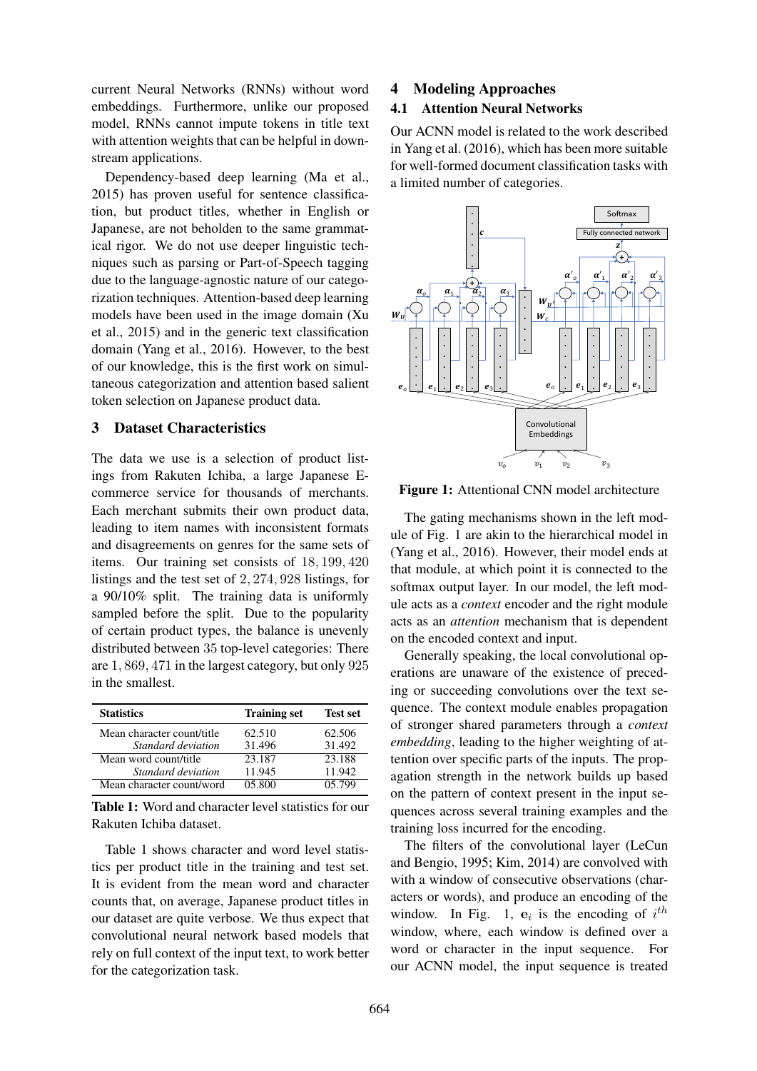current Neural Networks (RNNs) without word embeddings. Furthermore, unlike our proposed model, RNNs cannot impute tokens in title text with attention weights that can be helpful in downstream applications.

Dependency-based deep learning (Ma et al., 2015) has proven useful for sentence classification, but product titles, whether in English or Japanese, are not beholden to the same grammatical rigor. We do not use deeper linguistic techniques such as parsing or Part-of-Speech tagging due to the language-agnostic nature of our categorization techniques. Attention-based deep learning models have been used in the image domain (Xu et al., 2015) and in the generic text classification domain (Yang et al., 2016). However, to the best of our knowledge, this is the first work on simultaneous categorization and attention based salient token selection on Japanese product data.

## 3 Dataset Characteristics

The data we use is a selection of product listings from Rakuten Ichiba, a large Japanese E-commerce service for thousands of merchants. Each merchant submits their own product data, leading to item names with inconsistent formats and disagreements on genres for the same sets of items. Our training set consists of $18,199,420$ listings and the test set of $2,274,928$ listings, for a 90/10% split. The training data is uniformly sampled before the split. Due to the popularity of certain product types, the balance is unevenly distributed between 35 top-level categories: There are $1,869,471$ in the largest category, but only $925$ in the smallest.

| Statistics | Training set | Test set |
|---|---|---|
| Mean character count/title | 62.510 | 62.506 |
| *Standard deviation* | 31.496 | 31.492 |
| Mean word count/title | 23.187 | 23.188 |
| *Standard deviation* | 11.945 | 11.942 |
| Mean character count/word | 05.800 | 05.799 |

**Table 1:** Word and character level statistics for our Rakuten Ichiba dataset.

Table 1 shows character and word level statistics per product title in the training and test set. It is evident from the mean word and character counts that, on average, Japanese product titles in our dataset are quite verbose. We thus expect that convolutional neural network based models that rely on full context of the input text, to work better for the categorization task.

## 4 Modeling Approaches

### 4.1 Attention Neural Networks

Our ACNN model is related to the work described in Yang et al. (2016), which has been more suitable for well-formed document classification tasks with a limited number of categories.

Softmax
Fully connected network
$z$
$c$
$\alpha_o$ $\alpha_1$ $\alpha_2$ $\alpha_3$
$\alpha'_o$ $\alpha'_1$ $\alpha'_2$ $\alpha'_3$
$W_U$
$W_{U'}$
$W_c$
$e_o$ $e_1$ $e_2$ $e_3$
$e_o$ $e_1$ $e_2$ $e_3$
Convolutional Embeddings
$v_o$ $v_1$ $v_2$ $v_3$

**Figure 1:** Attentional CNN model architecture

The gating mechanisms shown in the left module of Fig. 1 are akin to the hierarchical model in (Yang et al., 2016). However, their model ends at that module, at which point it is connected to the softmax output layer. In our model, the left module acts as a *context* encoder and the right module acts as an *attention* mechanism that is dependent on the encoded context and input.

Generally speaking, the local convolutional operations are unaware of the existence of preceding or succeeding convolutions over the text sequence. The context module enables propagation of stronger shared parameters through a *context embedding*, leading to the higher weighting of attention over specific parts of the inputs. The propagation strength in the network builds up based on the pattern of context present in the input sequences across several training examples and the training loss incurred for the encoding.

The filters of the convolutional layer (LeCun and Bengio, 1995; Kim, 2014) are convolved with with a window of consecutive observations (characters or words), and produce an encoding of the window. In Fig. 1, $\mathbf{e}_i$ is the encoding of $i^{th}$ window, where, each window is defined over a word or character in the input sequence. For our ACNN model, the input sequence is treated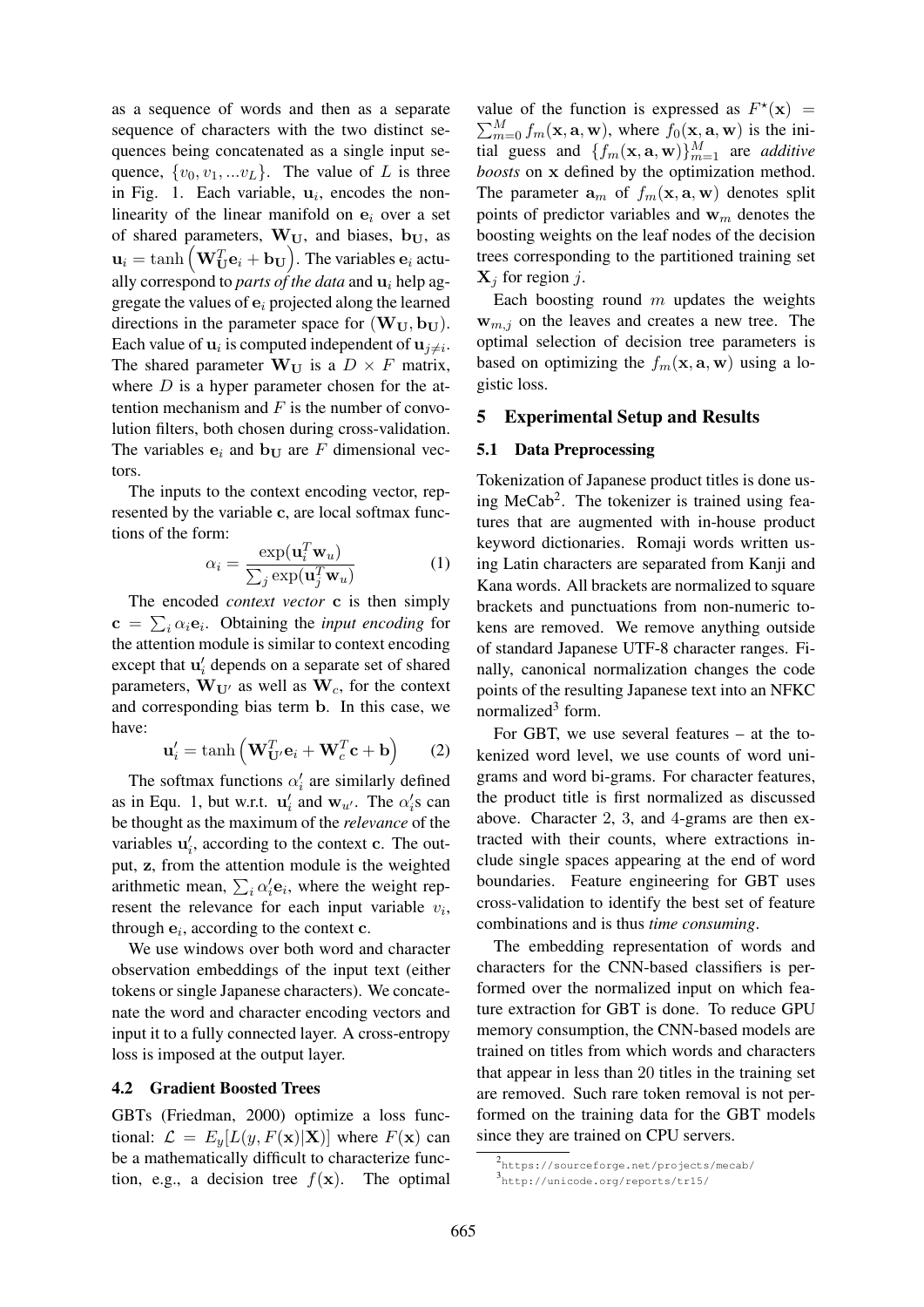as a sequence of words and then as a separate sequence of characters with the two distinct sequences being concatenated as a single input sequence, $\{v_0, v_1, ...v_L\}$. The value of $L$ is three in Fig. 1. Each variable, $\mathbf{u}_i$, encodes the non-linearity of the linear manifold on $\mathbf{e}_i$ over a set of shared parameters, $\mathbf{W_U}$, and biases, $\mathbf{b_U}$, as $\mathbf{u}_i = \tanh\left(\mathbf{W}_{\mathbf{U}}^T \mathbf{e}_i + \mathbf{b_U}\right)$. The variables $\mathbf{e}_i$ actually correspond to *parts of the data* and $\mathbf{u}_i$ help aggregate the values of $\mathbf{e}_i$ projected along the learned directions in the parameter space for $(\mathbf{W_U}, \mathbf{b_U})$. Each value of $\mathbf{u}_i$ is computed independent of $\mathbf{u}_{j \neq i}$. The shared parameter $\mathbf{W_U}$ is a $D \times F$ matrix, where $D$ is a hyper parameter chosen for the attention mechanism and $F$ is the number of convolution filters, both chosen during cross-validation. The variables $\mathbf{e}_i$ and $\mathbf{b_U}$ are $F$ dimensional vectors.

The inputs to the context encoding vector, represented by the variable $\mathbf{c}$, are local softmax functions of the form:

$$\alpha_i = \frac{\exp(\mathbf{u}_i^T \mathbf{w}_u)}{\sum_j \exp(\mathbf{u}_j^T \mathbf{w}_u)} \quad (1)$$

The encoded *context vector* $\mathbf{c}$ is then simply $\mathbf{c} = \sum_i \alpha_i \mathbf{e}_i$. Obtaining the *input encoding* for the attention module is similar to context encoding except that $\mathbf{u}'_i$ depends on a separate set of shared parameters, $\mathbf{W}_{\mathbf{U}'}$ as well as $\mathbf{W}_c$, for the context and corresponding bias term $\mathbf{b}$. In this case, we have:

$$\mathbf{u}'_i = \tanh\left(\mathbf{W}_{\mathbf{U}'}^T \mathbf{e}_i + \mathbf{W}_c^T \mathbf{c} + \mathbf{b}\right) \quad (2)$$

The softmax functions $\alpha'_i$ are similarly defined as in Equ. 1, but w.r.t. $\mathbf{u}'_i$ and $\mathbf{w}_{u'}$. The $\alpha'_i$s can be thought as the maximum of the *relevance* of the variables $\mathbf{u}'_i$, according to the context $\mathbf{c}$. The output, $\mathbf{z}$, from the attention module is the weighted arithmetic mean, $\sum_i \alpha'_i \mathbf{e}_i$, where the weight represent the relevance for each input variable $v_i$, through $\mathbf{e}_i$, according to the context $\mathbf{c}$.

We use windows over both word and character observation embeddings of the input text (either tokens or single Japanese characters). We concatenate the word and character encoding vectors and input it to a fully connected layer. A cross-entropy loss is imposed at the output layer.

### 4.2 Gradient Boosted Trees

GBTs (Friedman, 2000) optimize a loss functional: $\mathcal{L} = E_y[L(y, F(\mathbf{x})|\mathbf{X})]$ where $F(\mathbf{x})$ can be a mathematically difficult to characterize function, e.g., a decision tree $f(\mathbf{x})$. The optimal value of the function is expressed as $F^\star(\mathbf{x}) = \sum_{m=0}^{M} f_m(\mathbf{x}, \mathbf{a}, \mathbf{w})$, where $f_0(\mathbf{x}, \mathbf{a}, \mathbf{w})$ is the initial guess and $\{f_m(\mathbf{x}, \mathbf{a}, \mathbf{w})\}_{m=1}^{M}$ are *additive boosts* on $\mathbf{x}$ defined by the optimization method. The parameter $\mathbf{a}_m$ of $f_m(\mathbf{x}, \mathbf{a}, \mathbf{w})$ denotes split points of predictor variables and $\mathbf{w}_m$ denotes the boosting weights on the leaf nodes of the decision trees corresponding to the partitioned training set $\mathbf{X}_j$ for region $j$.

Each boosting round $m$ updates the weights $\mathbf{w}_{m,j}$ on the leaves and creates a new tree. The optimal selection of decision tree parameters is based on optimizing the $f_m(\mathbf{x}, \mathbf{a}, \mathbf{w})$ using a logistic loss.

## 5 Experimental Setup and Results

### 5.1 Data Preprocessing

Tokenization of Japanese product titles is done using MeCab[2]. The tokenizer is trained using features that are augmented with in-house product keyword dictionaries. Romaji words written using Latin characters are separated from Kanji and Kana words. All brackets are normalized to square brackets and punctuations from non-numeric tokens are removed. We remove anything outside of standard Japanese UTF-8 character ranges. Finally, canonical normalization changes the code points of the resulting Japanese text into an NFKC normalized[3] form.

For GBT, we use several features – at the tokenized word level, we use counts of word unigrams and word bi-grams. For character features, the product title is first normalized as discussed above. Character 2, 3, and 4-grams are then extracted with their counts, where extractions include single spaces appearing at the end of word boundaries. Feature engineering for GBT uses cross-validation to identify the best set of feature combinations and is thus *time consuming*.

The embedding representation of words and characters for the CNN-based classifiers is performed over the normalized input on which feature extraction for GBT is done. To reduce GPU memory consumption, the CNN-based models are trained on titles from which words and characters that appear in less than 20 titles in the training set are removed. Such rare token removal is not performed on the training data for the GBT models since they are trained on CPU servers.

[2] https://sourceforge.net/projects/mecab/

[3] http://unicode.org/reports/tr15/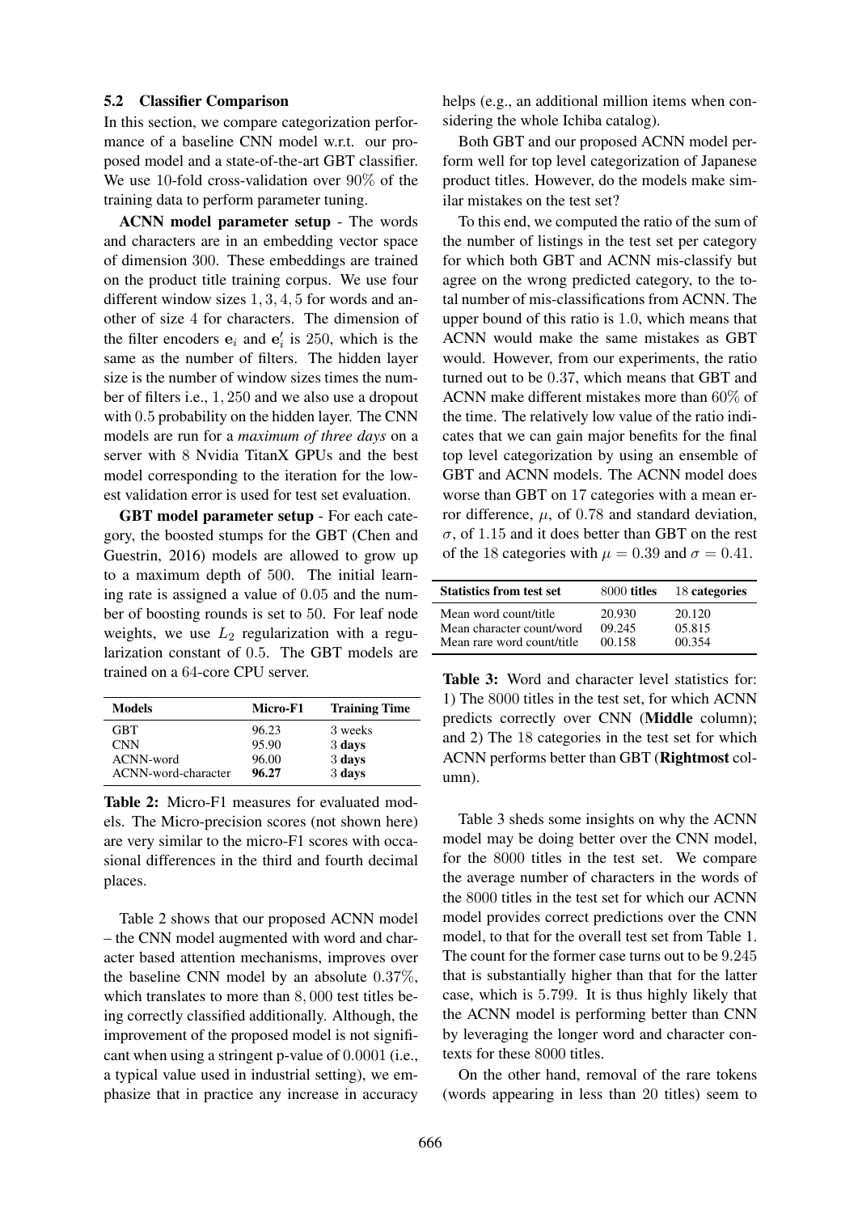### 5.2 Classifier Comparison

In this section, we compare categorization performance of a baseline CNN model w.r.t. our proposed model and a state-of-the-art GBT classifier. We use 10-fold cross-validation over 90% of the training data to perform parameter tuning.

**ACNN model parameter setup** - The words and characters are in an embedding vector space of dimension 300. These embeddings are trained on the product title training corpus. We use four different window sizes 1, 3, 4, 5 for words and another of size 4 for characters. The dimension of the filter encoders $\mathbf{e}_i$ and $\mathbf{e}'_i$ is 250, which is the same as the number of filters. The hidden layer size is the number of window sizes times the number of filters i.e., 1,250 and we also use a dropout with 0.5 probability on the hidden layer. The CNN models are run for a *maximum of three days* on a server with 8 Nvidia TitanX GPUs and the best model corresponding to the iteration for the lowest validation error is used for test set evaluation.

**GBT model parameter setup** - For each category, the boosted stumps for the GBT (Chen and Guestrin, 2016) models are allowed to grow up to a maximum depth of 500. The initial learning rate is assigned a value of 0.05 and the number of boosting rounds is set to 50. For leaf node weights, we use $L_2$ regularization with a regularization constant of 0.5. The GBT models are trained on a 64-core CPU server.

| Models | Micro-F1 | Training Time |
|---|---|---|
| GBT | 96.23 | 3 weeks |
| CNN | 95.90 | 3 **days** |
| ACNN-word | 96.00 | 3 **days** |
| ACNN-word-character | **96.27** | 3 **days** |

**Table 2:** Micro-F1 measures for evaluated models. The Micro-precision scores (not shown here) are very similar to the micro-F1 scores with occasional differences in the third and fourth decimal places.

Table 2 shows that our proposed ACNN model – the CNN model augmented with word and character based attention mechanisms, improves over the baseline CNN model by an absolute 0.37%, which translates to more than 8,000 test titles being correctly classified additionally. Although, the improvement of the proposed model is not significant when using a stringent p-value of 0.0001 (i.e., a typical value used in industrial setting), we emphasize that in practice any increase in accuracy helps (e.g., an additional million items when considering the whole Ichiba catalog).

Both GBT and our proposed ACNN model perform well for top level categorization of Japanese product titles. However, do the models make similar mistakes on the test set?

To this end, we computed the ratio of the sum of the number of listings in the test set per category for which both GBT and ACNN mis-classify but agree on the wrong predicted category, to the total number of mis-classifications from ACNN. The upper bound of this ratio is 1.0, which means that ACNN would make the same mistakes as GBT would. However, from our experiments, the ratio turned out to be 0.37, which means that GBT and ACNN make different mistakes more than 60% of the time. The relatively low value of the ratio indicates that we can gain major benefits for the final top level categorization by using an ensemble of GBT and ACNN models. The ACNN model does worse than GBT on 17 categories with a mean error difference, $\mu$, of 0.78 and standard deviation, $\sigma$, of 1.15 and it does better than GBT on the rest of the 18 categories with $\mu = 0.39$ and $\sigma = 0.41$.

| Statistics from test set | 8000 **titles** | 18 **categories** |
|---|---|---|
| Mean word count/title | 20.930 | 20.120 |
| Mean character count/word | 09.245 | 05.815 |
| Mean rare word count/title | 00.158 | 00.354 |

**Table 3:** Word and character level statistics for: 1) The 8000 titles in the test set, for which ACNN predicts correctly over CNN (**Middle** column); and 2) The 18 categories in the test set for which ACNN performs better than GBT (**Rightmost** column).

Table 3 sheds some insights on why the ACNN model may be doing better over the CNN model, for the 8000 titles in the test set. We compare the average number of characters in the words of the 8000 titles in the test set for which our ACNN model provides correct predictions over the CNN model, to that for the overall test set from Table 1. The count for the former case turns out to be 9.245 that is substantially higher than that for the latter case, which is 5.799. It is thus highly likely that the ACNN model is performing better than CNN by leveraging the longer word and character contexts for these 8000 titles.

On the other hand, removal of the rare tokens (words appearing in less than 20 titles) seem to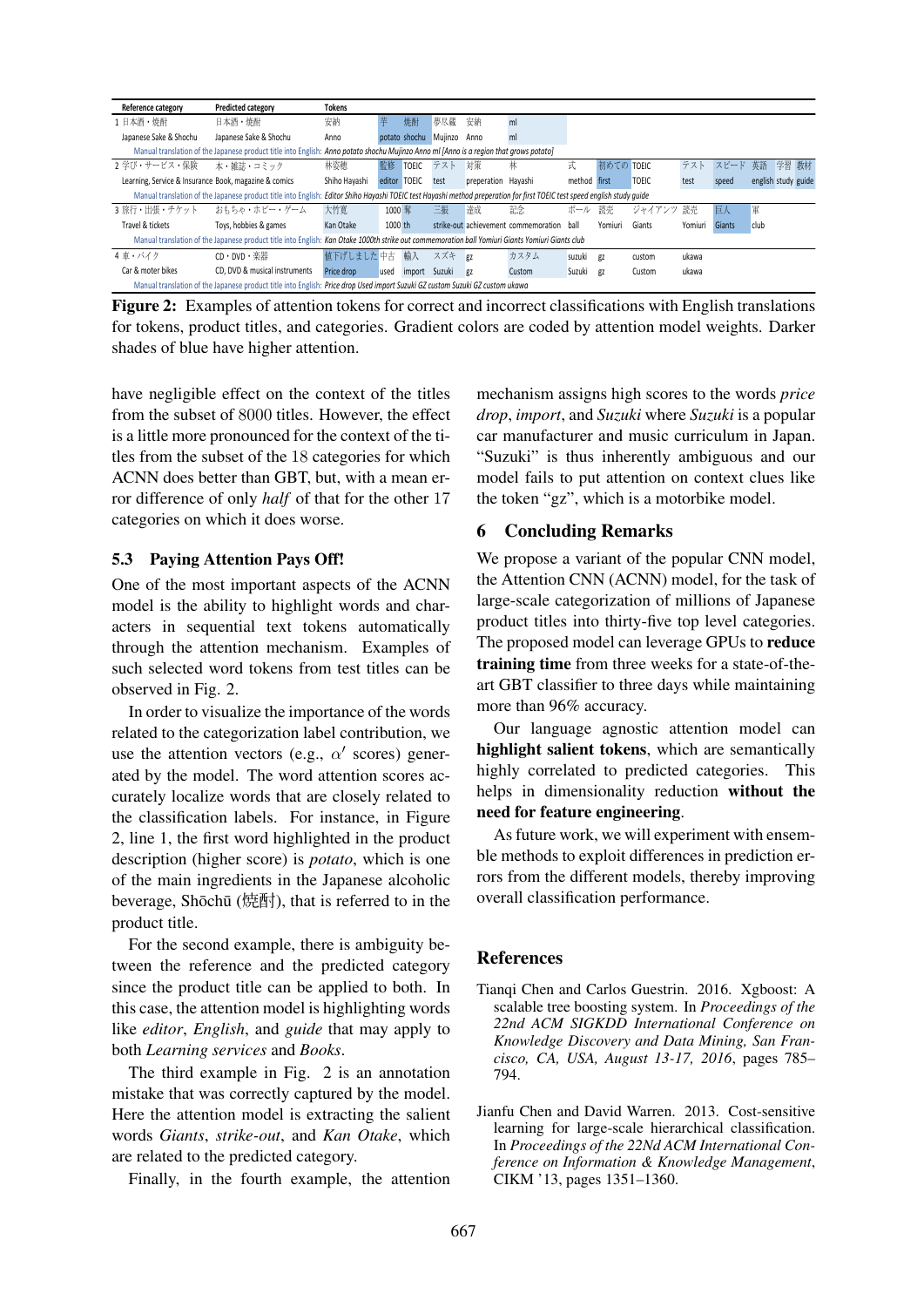| | Reference category | Predicted category | Tokens |
|---|---|---|---|
| 1 | 日本酒・焼酎<br>Japanese Sake & Shochu | 日本酒・焼酎<br>Japanese Sake & Shochu | 安納 芋 焼酎 夢尽蔵 安納 ml<br>Anno potato shochu Mujinzo Anno ml |
| | Manual translation of the Japanese product title into English: *Anno potato shochu Mujinzo Anno ml [Anno is a region that grows potato]* | | |
| 2 | 学び・サービス・保険<br>Learning, Service & Insurance | 本・雑誌・コミック<br>Book, magazine & comics | 林奕穂 監修 TOEIC テスト 対策 林 式 初めての TOEIC テスト スピード 英語 学習 教材<br>Shiho Hayashi editor TOEIC test preperation Hayashi method first TOEIC test speed english study guide |
| | Manual translation of the Japanese product title into English: *Editor Shiho Hayashi TOEIC test Hayashi method preperation for first TOEIC test speed english study guide* | | |
| 3 | 旅行・出張・チケット<br>Travel & tickets | おもちゃ・ホビー・ゲーム<br>Toys, hobbies & games | 大竹寛 1000 奪 三振 達成 記念 ボール 読売 ジャイアンツ 読売 巨人 軍<br>Kan Otake 1000 th strike-out achievement commemoration ball Yomiuri Giants Yomiuri Giants club |
| | Manual translation of the Japanese product title into English: *Kan Otake 1000th strike out commemoration ball Yomiuri Giants Yomiuri Giants club* | | |
| 4 | 車・バイク<br>Car & moter bikes | CD・DVD・楽器<br>CD, DVD & musical instruments | 値下げしました 中古 輸入 スズキ gz カスタム suzuki gz custom ukawa<br>Price drop used import Suzuki gz Custom Suzuki gz Custom ukawa |
| | Manual translation of the Japanese product title into English: *Price drop Used import Suzuki GZ custom Suzuki GZ custom ukawa* | | |

**Figure 2:** Examples of attention tokens for correct and incorrect classifications with English translations for tokens, product titles, and categories. Gradient colors are coded by attention model weights. Darker shades of blue have higher attention.

have negligible effect on the context of the titles from the subset of 8000 titles. However, the effect is a little more pronounced for the context of the titles from the subset of the 18 categories for which ACNN does better than GBT, but, with a mean error difference of only *half* of that for the other 17 categories on which it does worse.

### 5.3 Paying Attention Pays Off!

One of the most important aspects of the ACNN model is the ability to highlight words and characters in sequential text tokens automatically through the attention mechanism. Examples of such selected word tokens from test titles can be observed in Fig. 2.

In order to visualize the importance of the words related to the categorization label contribution, we use the attention vectors (e.g., $\alpha'$ scores) generated by the model. The word attention scores accurately localize words that are closely related to the classification labels. For instance, in Figure 2, line 1, the first word highlighted in the product description (higher score) is *potato*, which is one of the main ingredients in the Japanese alcoholic beverage, Shōchū (焼酎), that is referred to in the product title.

For the second example, there is ambiguity between the reference and the predicted category since the product title can be applied to both. In this case, the attention model is highlighting words like *editor*, *English*, and *guide* that may apply to both *Learning services* and *Books*.

The third example in Fig. 2 is an annotation mistake that was correctly captured by the model. Here the attention model is extracting the salient words *Giants*, *strike-out*, and *Kan Otake*, which are related to the predicted category.

Finally, in the fourth example, the attention mechanism assigns high scores to the words *price drop*, *import*, and *Suzuki* where *Suzuki* is a popular car manufacturer and music curriculum in Japan. "Suzuki" is thus inherently ambiguous and our model fails to put attention on context clues like the token "gz", which is a motorbike model.

## 6 Concluding Remarks

We propose a variant of the popular CNN model, the Attention CNN (ACNN) model, for the task of large-scale categorization of millions of Japanese product titles into thirty-five top level categories. The proposed model can leverage GPUs to **reduce training time** from three weeks for a state-of-the-art GBT classifier to three days while maintaining more than 96% accuracy.

Our language agnostic attention model can **highlight salient tokens**, which are semantically highly correlated to predicted categories. This helps in dimensionality reduction **without the need for feature engineering**.

As future work, we will experiment with ensemble methods to exploit differences in prediction errors from the different models, thereby improving overall classification performance.

## References

Tianqi Chen and Carlos Guestrin. 2016. Xgboost: A scalable tree boosting system. In *Proceedings of the 22nd ACM SIGKDD International Conference on Knowledge Discovery and Data Mining, San Francisco, CA, USA, August 13-17, 2016*, pages 785–794.

Jianfu Chen and David Warren. 2013. Cost-sensitive learning for large-scale hierarchical classification. In *Proceedings of the 22Nd ACM International Conference on Information & Knowledge Management*, CIKM '13, pages 1351–1360.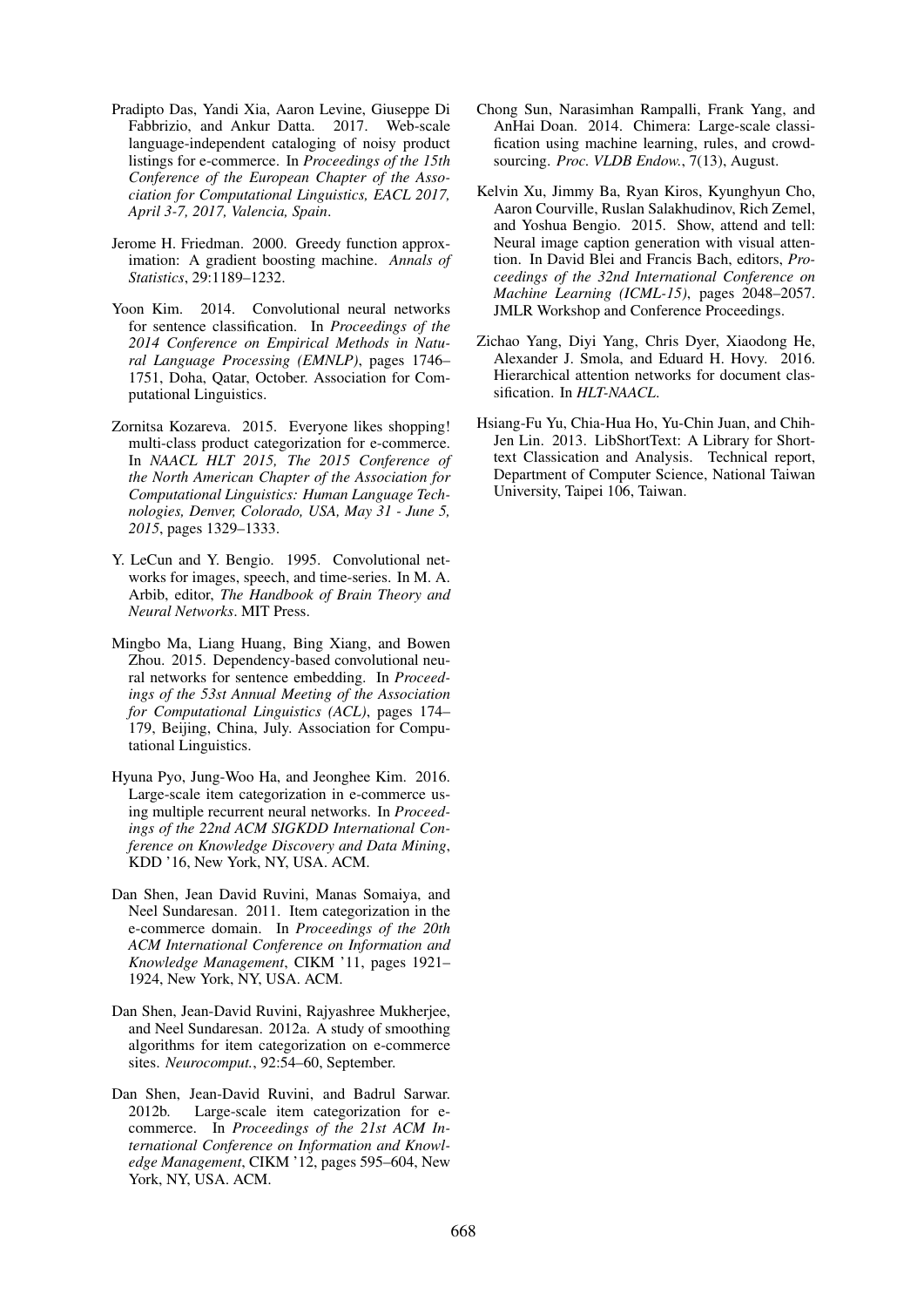Pradipto Das, Yandi Xia, Aaron Levine, Giuseppe Di Fabbrizio, and Ankur Datta. 2017. Web-scale language-independent cataloging of noisy product listings for e-commerce. In *Proceedings of the 15th Conference of the European Chapter of the Association for Computational Linguistics, EACL 2017, April 3-7, 2017, Valencia, Spain*.

Jerome H. Friedman. 2000. Greedy function approximation: A gradient boosting machine. *Annals of Statistics*, 29:1189–1232.

Yoon Kim. 2014. Convolutional neural networks for sentence classification. In *Proceedings of the 2014 Conference on Empirical Methods in Natural Language Processing (EMNLP)*, pages 1746–1751, Doha, Qatar, October. Association for Computational Linguistics.

Zornitsa Kozareva. 2015. Everyone likes shopping! multi-class product categorization for e-commerce. In *NAACL HLT 2015, The 2015 Conference of the North American Chapter of the Association for Computational Linguistics: Human Language Technologies, Denver, Colorado, USA, May 31 - June 5, 2015*, pages 1329–1333.

Y. LeCun and Y. Bengio. 1995. Convolutional networks for images, speech, and time-series. In M. A. Arbib, editor, *The Handbook of Brain Theory and Neural Networks*. MIT Press.

Mingbo Ma, Liang Huang, Bing Xiang, and Bowen Zhou. 2015. Dependency-based convolutional neural networks for sentence embedding. In *Proceedings of the 53st Annual Meeting of the Association for Computational Linguistics (ACL)*, pages 174–179, Beijing, China, July. Association for Computational Linguistics.

Hyuna Pyo, Jung-Woo Ha, and Jeonghee Kim. 2016. Large-scale item categorization in e-commerce using multiple recurrent neural networks. In *Proceedings of the 22nd ACM SIGKDD International Conference on Knowledge Discovery and Data Mining*, KDD '16, New York, NY, USA. ACM.

Dan Shen, Jean David Ruvini, Manas Somaiya, and Neel Sundaresan. 2011. Item categorization in the e-commerce domain. In *Proceedings of the 20th ACM International Conference on Information and Knowledge Management*, CIKM '11, pages 1921–1924, New York, NY, USA. ACM.

Dan Shen, Jean-David Ruvini, Rajyashree Mukherjee, and Neel Sundaresan. 2012a. A study of smoothing algorithms for item categorization on e-commerce sites. *Neurocomput.*, 92:54–60, September.

Dan Shen, Jean-David Ruvini, and Badrul Sarwar. 2012b. Large-scale item categorization for e-commerce. In *Proceedings of the 21st ACM International Conference on Information and Knowledge Management*, CIKM '12, pages 595–604, New York, NY, USA. ACM.

Chong Sun, Narasimhan Rampalli, Frank Yang, and AnHai Doan. 2014. Chimera: Large-scale classification using machine learning, rules, and crowdsourcing. *Proc. VLDB Endow.*, 7(13), August.

Kelvin Xu, Jimmy Ba, Ryan Kiros, Kyunghyun Cho, Aaron Courville, Ruslan Salakhudinov, Rich Zemel, and Yoshua Bengio. 2015. Show, attend and tell: Neural image caption generation with visual attention. In David Blei and Francis Bach, editors, *Proceedings of the 32nd International Conference on Machine Learning (ICML-15)*, pages 2048–2057. JMLR Workshop and Conference Proceedings.

Zichao Yang, Diyi Yang, Chris Dyer, Xiaodong He, Alexander J. Smola, and Eduard H. Hovy. 2016. Hierarchical attention networks for document classification. In *HLT-NAACL*.

Hsiang-Fu Yu, Chia-Hua Ho, Yu-Chin Juan, and Chih-Jen Lin. 2013. LibShortText: A Library for Short-text Classication and Analysis. Technical report, Department of Computer Science, National Taiwan University, Taipei 106, Taiwan.